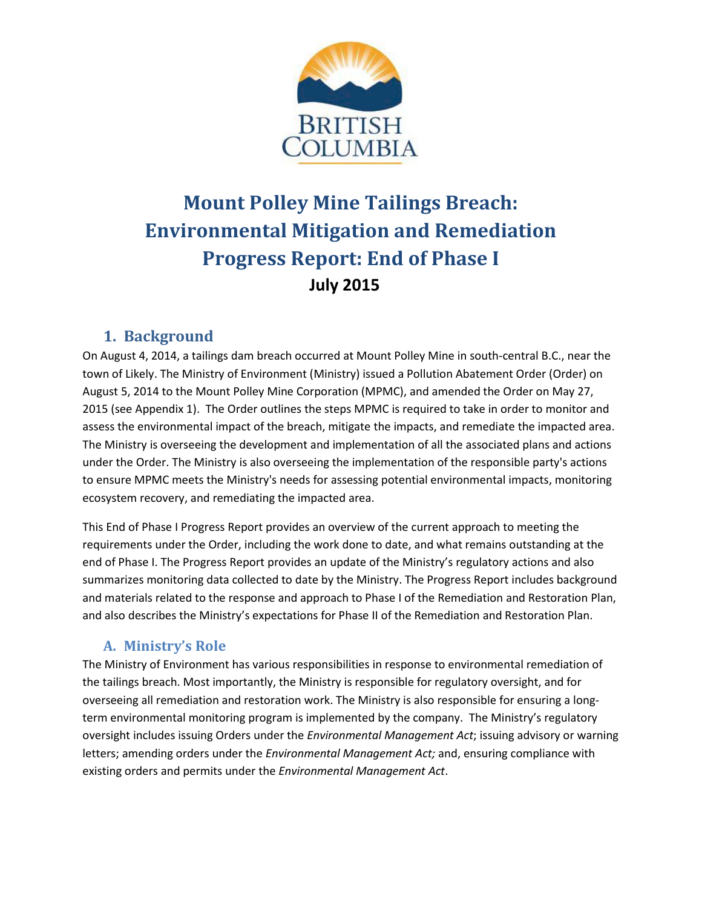BRITISH COLUMBIA

# Mount Polley Mine Tailings Breach: Environmental Mitigation and Remediation Progress Report: End of Phase I

**July 2015**

## 1. Background

On August 4, 2014, a tailings dam breach occurred at Mount Polley Mine in south-central B.C., near the town of Likely. The Ministry of Environment (Ministry) issued a Pollution Abatement Order (Order) on August 5, 2014 to the Mount Polley Mine Corporation (MPMC), and amended the Order on May 27, 2015 (see Appendix 1). The Order outlines the steps MPMC is required to take in order to monitor and assess the environmental impact of the breach, mitigate the impacts, and remediate the impacted area. The Ministry is overseeing the development and implementation of all the associated plans and actions under the Order. The Ministry is also overseeing the implementation of the responsible party's actions to ensure MPMC meets the Ministry's needs for assessing potential environmental impacts, monitoring ecosystem recovery, and remediating the impacted area.

This End of Phase I Progress Report provides an overview of the current approach to meeting the requirements under the Order, including the work done to date, and what remains outstanding at the end of Phase I. The Progress Report provides an update of the Ministry's regulatory actions and also summarizes monitoring data collected to date by the Ministry. The Progress Report includes background and materials related to the response and approach to Phase I of the Remediation and Restoration Plan, and also describes the Ministry's expectations for Phase II of the Remediation and Restoration Plan.

### A. Ministry's Role

The Ministry of Environment has various responsibilities in response to environmental remediation of the tailings breach. Most importantly, the Ministry is responsible for regulatory oversight, and for overseeing all remediation and restoration work. The Ministry is also responsible for ensuring a long-term environmental monitoring program is implemented by the company. The Ministry's regulatory oversight includes issuing Orders under the *Environmental Management Act*; issuing advisory or warning letters; amending orders under the *Environmental Management Act;* and, ensuring compliance with existing orders and permits under the *Environmental Management Act*.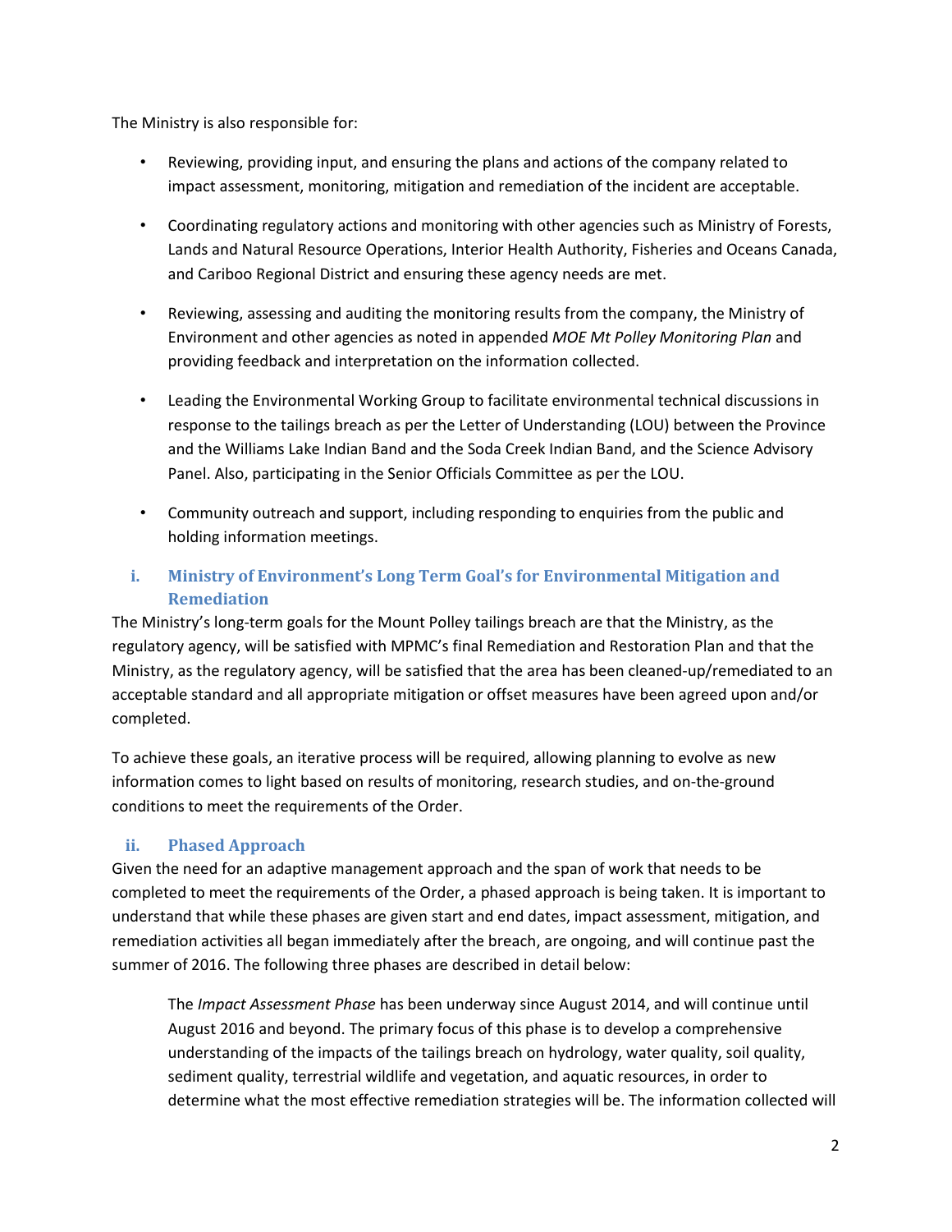The Ministry is also responsible for:

- Reviewing, providing input, and ensuring the plans and actions of the company related to impact assessment, monitoring, mitigation and remediation of the incident are acceptable.
- Coordinating regulatory actions and monitoring with other agencies such as Ministry of Forests, Lands and Natural Resource Operations, Interior Health Authority, Fisheries and Oceans Canada, and Cariboo Regional District and ensuring these agency needs are met.
- Reviewing, assessing and auditing the monitoring results from the company, the Ministry of Environment and other agencies as noted in appended *MOE Mt Polley Monitoring Plan* and providing feedback and interpretation on the information collected.
- Leading the Environmental Working Group to facilitate environmental technical discussions in response to the tailings breach as per the Letter of Understanding (LOU) between the Province and the Williams Lake Indian Band and the Soda Creek Indian Band, and the Science Advisory Panel. Also, participating in the Senior Officials Committee as per the LOU.
- Community outreach and support, including responding to enquiries from the public and holding information meetings.

### i. Ministry of Environment's Long Term Goal's for Environmental Mitigation and Remediation

The Ministry's long-term goals for the Mount Polley tailings breach are that the Ministry, as the regulatory agency, will be satisfied with MPMC's final Remediation and Restoration Plan and that the Ministry, as the regulatory agency, will be satisfied that the area has been cleaned-up/remediated to an acceptable standard and all appropriate mitigation or offset measures have been agreed upon and/or completed.

To achieve these goals, an iterative process will be required, allowing planning to evolve as new information comes to light based on results of monitoring, research studies, and on-the-ground conditions to meet the requirements of the Order.

### ii. Phased Approach

Given the need for an adaptive management approach and the span of work that needs to be completed to meet the requirements of the Order, a phased approach is being taken. It is important to understand that while these phases are given start and end dates, impact assessment, mitigation, and remediation activities all began immediately after the breach, are ongoing, and will continue past the summer of 2016. The following three phases are described in detail below:

The *Impact Assessment Phase* has been underway since August 2014, and will continue until August 2016 and beyond. The primary focus of this phase is to develop a comprehensive understanding of the impacts of the tailings breach on hydrology, water quality, soil quality, sediment quality, terrestrial wildlife and vegetation, and aquatic resources, in order to determine what the most effective remediation strategies will be. The information collected will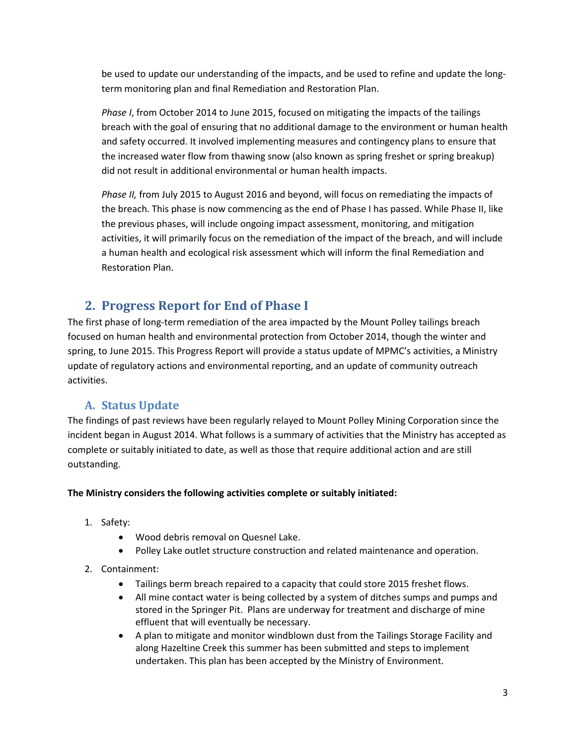be used to update our understanding of the impacts, and be used to refine and update the long-term monitoring plan and final Remediation and Restoration Plan.

*Phase I*, from October 2014 to June 2015, focused on mitigating the impacts of the tailings breach with the goal of ensuring that no additional damage to the environment or human health and safety occurred. It involved implementing measures and contingency plans to ensure that the increased water flow from thawing snow (also known as spring freshet or spring breakup) did not result in additional environmental or human health impacts.

*Phase II,* from July 2015 to August 2016 and beyond, will focus on remediating the impacts of the breach. This phase is now commencing as the end of Phase I has passed. While Phase II, like the previous phases, will include ongoing impact assessment, monitoring, and mitigation activities, it will primarily focus on the remediation of the impact of the breach, and will include a human health and ecological risk assessment which will inform the final Remediation and Restoration Plan.

## 2. Progress Report for End of Phase I

The first phase of long-term remediation of the area impacted by the Mount Polley tailings breach focused on human health and environmental protection from October 2014, though the winter and spring, to June 2015. This Progress Report will provide a status update of MPMC's activities, a Ministry update of regulatory actions and environmental reporting, and an update of community outreach activities.

### A. Status Update

The findings of past reviews have been regularly relayed to Mount Polley Mining Corporation since the incident began in August 2014. What follows is a summary of activities that the Ministry has accepted as complete or suitably initiated to date, as well as those that require additional action and are still outstanding.

**The Ministry considers the following activities complete or suitably initiated:**

1. Safety:
    - Wood debris removal on Quesnel Lake.
    - Polley Lake outlet structure construction and related maintenance and operation.
2. Containment:
    - Tailings berm breach repaired to a capacity that could store 2015 freshet flows.
    - All mine contact water is being collected by a system of ditches sumps and pumps and stored in the Springer Pit. Plans are underway for treatment and discharge of mine effluent that will eventually be necessary.
    - A plan to mitigate and monitor windblown dust from the Tailings Storage Facility and along Hazeltine Creek this summer has been submitted and steps to implement undertaken. This plan has been accepted by the Ministry of Environment.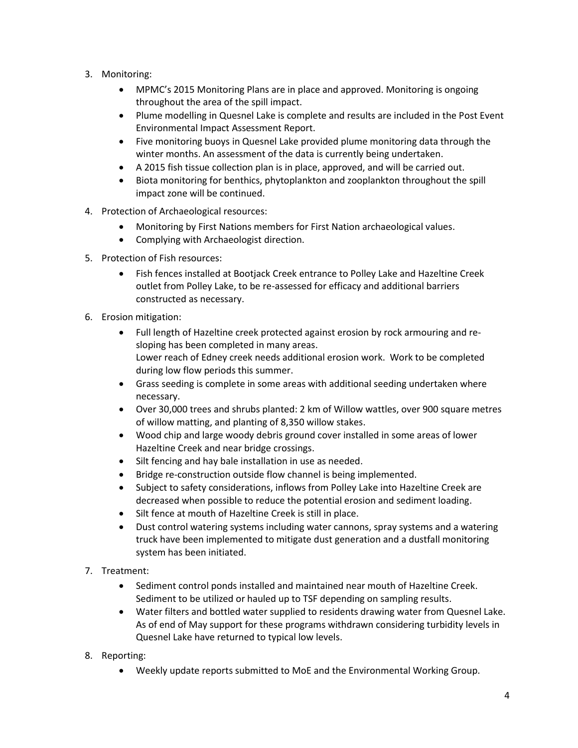3. Monitoring:
   - MPMC's 2015 Monitoring Plans are in place and approved. Monitoring is ongoing throughout the area of the spill impact.
   - Plume modelling in Quesnel Lake is complete and results are included in the Post Event Environmental Impact Assessment Report.
   - Five monitoring buoys in Quesnel Lake provided plume monitoring data through the winter months. An assessment of the data is currently being undertaken.
   - A 2015 fish tissue collection plan is in place, approved, and will be carried out.
   - Biota monitoring for benthics, phytoplankton and zooplankton throughout the spill impact zone will be continued.
4. Protection of Archaeological resources:
   - Monitoring by First Nations members for First Nation archaeological values.
   - Complying with Archaeologist direction.
5. Protection of Fish resources:
   - Fish fences installed at Bootjack Creek entrance to Polley Lake and Hazeltine Creek outlet from Polley Lake, to be re-assessed for efficacy and additional barriers constructed as necessary.
6. Erosion mitigation:
   - Full length of Hazeltine creek protected against erosion by rock armouring and re-sloping has been completed in many areas.
     Lower reach of Edney creek needs additional erosion work. Work to be completed during low flow periods this summer.
   - Grass seeding is complete in some areas with additional seeding undertaken where necessary.
   - Over 30,000 trees and shrubs planted: 2 km of Willow wattles, over 900 square metres of willow matting, and planting of 8,350 willow stakes.
   - Wood chip and large woody debris ground cover installed in some areas of lower Hazeltine Creek and near bridge crossings.
   - Silt fencing and hay bale installation in use as needed.
   - Bridge re-construction outside flow channel is being implemented.
   - Subject to safety considerations, inflows from Polley Lake into Hazeltine Creek are decreased when possible to reduce the potential erosion and sediment loading.
   - Silt fence at mouth of Hazeltine Creek is still in place.
   - Dust control watering systems including water cannons, spray systems and a watering truck have been implemented to mitigate dust generation and a dustfall monitoring system has been initiated.
7. Treatment:
   - Sediment control ponds installed and maintained near mouth of Hazeltine Creek. Sediment to be utilized or hauled up to TSF depending on sampling results.
   - Water filters and bottled water supplied to residents drawing water from Quesnel Lake. As of end of May support for these programs withdrawn considering turbidity levels in Quesnel Lake have returned to typical low levels.
8. Reporting:
   - Weekly update reports submitted to MoE and the Environmental Working Group.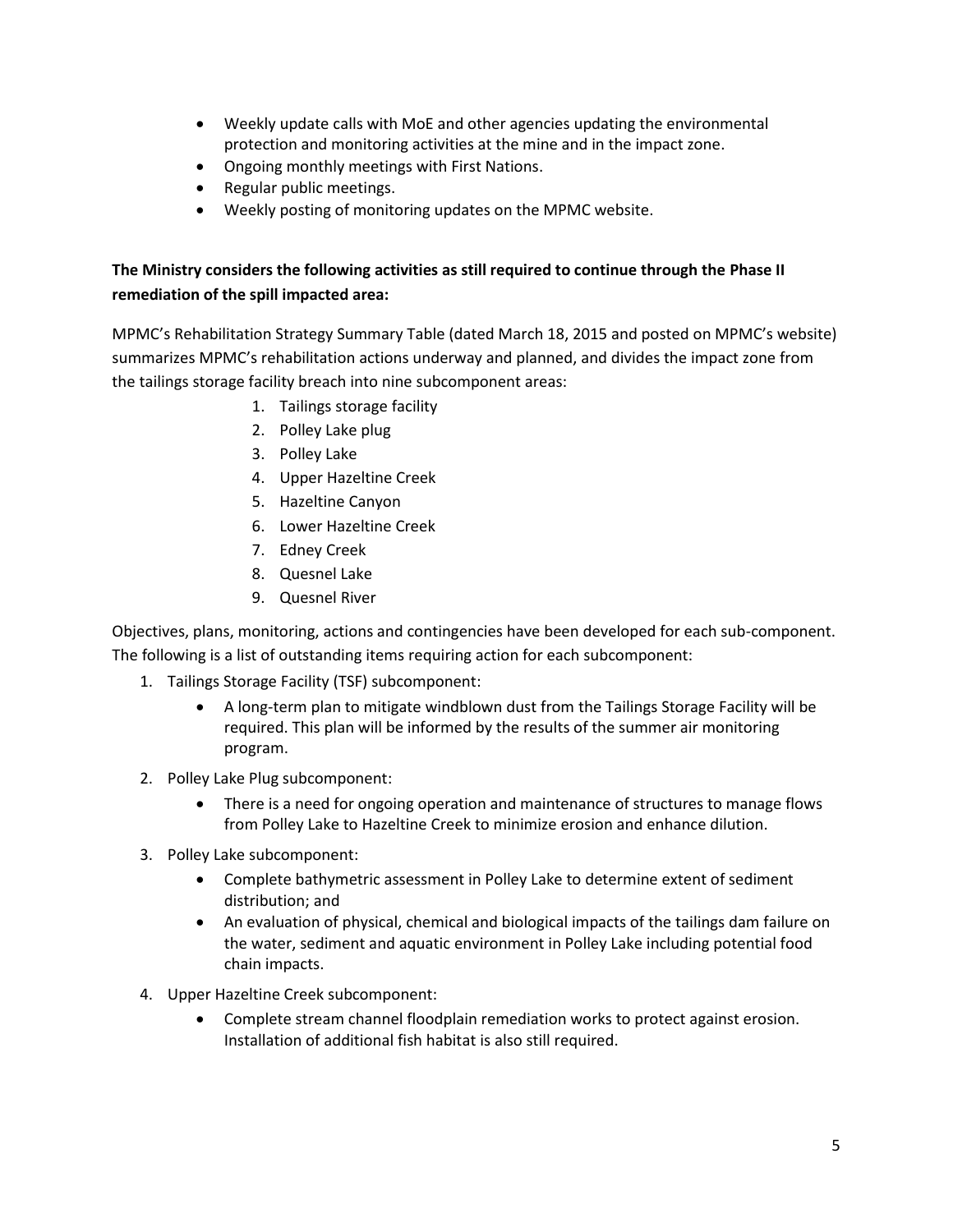- Weekly update calls with MoE and other agencies updating the environmental protection and monitoring activities at the mine and in the impact zone.
- Ongoing monthly meetings with First Nations.
- Regular public meetings.
- Weekly posting of monitoring updates on the MPMC website.

**The Ministry considers the following activities as still required to continue through the Phase II remediation of the spill impacted area:**

MPMC's Rehabilitation Strategy Summary Table (dated March 18, 2015 and posted on MPMC's website) summarizes MPMC's rehabilitation actions underway and planned, and divides the impact zone from the tailings storage facility breach into nine subcomponent areas:

1. Tailings storage facility
2. Polley Lake plug
3. Polley Lake
4. Upper Hazeltine Creek
5. Hazeltine Canyon
6. Lower Hazeltine Creek
7. Edney Creek
8. Quesnel Lake
9. Quesnel River

Objectives, plans, monitoring, actions and contingencies have been developed for each sub-component. The following is a list of outstanding items requiring action for each subcomponent:

1. Tailings Storage Facility (TSF) subcomponent:
    - A long-term plan to mitigate windblown dust from the Tailings Storage Facility will be required. This plan will be informed by the results of the summer air monitoring program.
2. Polley Lake Plug subcomponent:
    - There is a need for ongoing operation and maintenance of structures to manage flows from Polley Lake to Hazeltine Creek to minimize erosion and enhance dilution.
3. Polley Lake subcomponent:
    - Complete bathymetric assessment in Polley Lake to determine extent of sediment distribution; and
    - An evaluation of physical, chemical and biological impacts of the tailings dam failure on the water, sediment and aquatic environment in Polley Lake including potential food chain impacts.
4. Upper Hazeltine Creek subcomponent:
    - Complete stream channel floodplain remediation works to protect against erosion. Installation of additional fish habitat is also still required.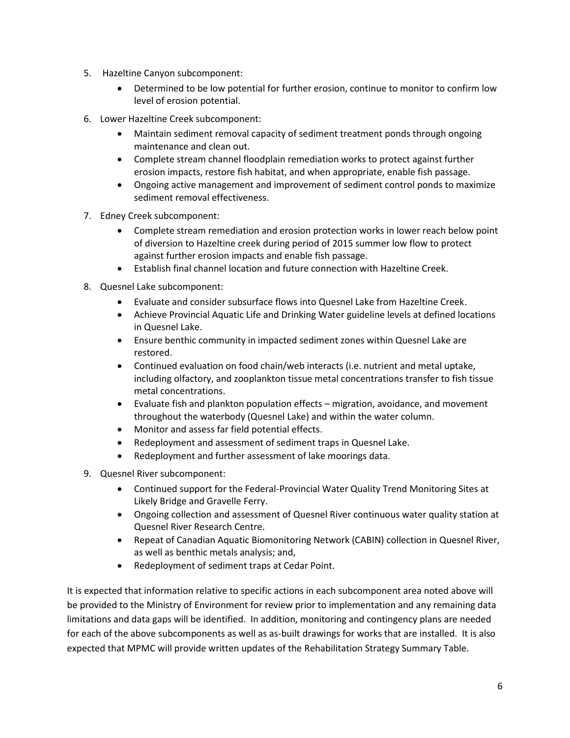5. Hazeltine Canyon subcomponent:
    - Determined to be low potential for further erosion, continue to monitor to confirm low level of erosion potential.
6. Lower Hazeltine Creek subcomponent:
    - Maintain sediment removal capacity of sediment treatment ponds through ongoing maintenance and clean out.
    - Complete stream channel floodplain remediation works to protect against further erosion impacts, restore fish habitat, and when appropriate, enable fish passage.
    - Ongoing active management and improvement of sediment control ponds to maximize sediment removal effectiveness.
7. Edney Creek subcomponent:
    - Complete stream remediation and erosion protection works in lower reach below point of diversion to Hazeltine creek during period of 2015 summer low flow to protect against further erosion impacts and enable fish passage.
    - Establish final channel location and future connection with Hazeltine Creek.
8. Quesnel Lake subcomponent:
    - Evaluate and consider subsurface flows into Quesnel Lake from Hazeltine Creek.
    - Achieve Provincial Aquatic Life and Drinking Water guideline levels at defined locations in Quesnel Lake.
    - Ensure benthic community in impacted sediment zones within Quesnel Lake are restored.
    - Continued evaluation on food chain/web interacts (i.e. nutrient and metal uptake, including olfactory, and zooplankton tissue metal concentrations transfer to fish tissue metal concentrations.
    - Evaluate fish and plankton population effects – migration, avoidance, and movement throughout the waterbody (Quesnel Lake) and within the water column.
    - Monitor and assess far field potential effects.
    - Redeployment and assessment of sediment traps in Quesnel Lake.
    - Redeployment and further assessment of lake moorings data.
9. Quesnel River subcomponent:
    - Continued support for the Federal-Provincial Water Quality Trend Monitoring Sites at Likely Bridge and Gravelle Ferry.
    - Ongoing collection and assessment of Quesnel River continuous water quality station at Quesnel River Research Centre.
    - Repeat of Canadian Aquatic Biomonitoring Network (CABIN) collection in Quesnel River, as well as benthic metals analysis; and,
    - Redeployment of sediment traps at Cedar Point.

It is expected that information relative to specific actions in each subcomponent area noted above will be provided to the Ministry of Environment for review prior to implementation and any remaining data limitations and data gaps will be identified. In addition, monitoring and contingency plans are needed for each of the above subcomponents as well as as-built drawings for works that are installed. It is also expected that MPMC will provide written updates of the Rehabilitation Strategy Summary Table.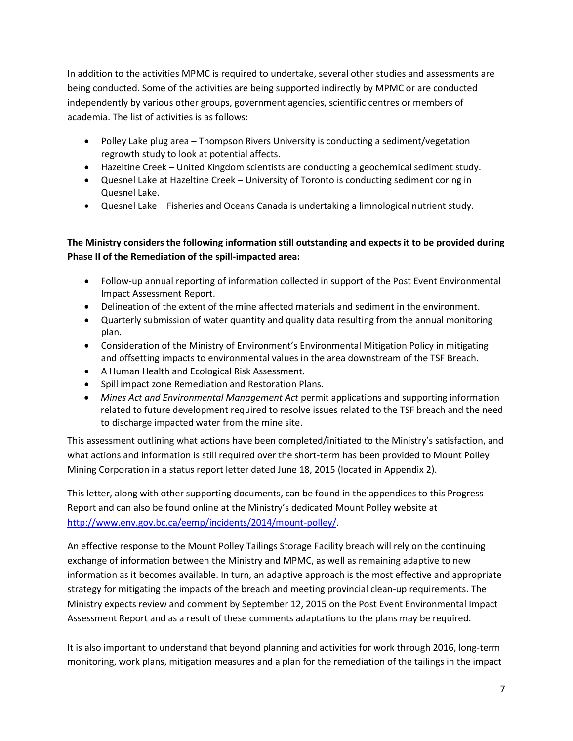In addition to the activities MPMC is required to undertake, several other studies and assessments are being conducted. Some of the activities are being supported indirectly by MPMC or are conducted independently by various other groups, government agencies, scientific centres or members of academia. The list of activities is as follows:

- Polley Lake plug area – Thompson Rivers University is conducting a sediment/vegetation regrowth study to look at potential affects.
- Hazeltine Creek – United Kingdom scientists are conducting a geochemical sediment study.
- Quesnel Lake at Hazeltine Creek – University of Toronto is conducting sediment coring in Quesnel Lake.
- Quesnel Lake – Fisheries and Oceans Canada is undertaking a limnological nutrient study.

**The Ministry considers the following information still outstanding and expects it to be provided during Phase II of the Remediation of the spill-impacted area:**

- Follow-up annual reporting of information collected in support of the Post Event Environmental Impact Assessment Report.
- Delineation of the extent of the mine affected materials and sediment in the environment.
- Quarterly submission of water quantity and quality data resulting from the annual monitoring plan.
- Consideration of the Ministry of Environment's Environmental Mitigation Policy in mitigating and offsetting impacts to environmental values in the area downstream of the TSF Breach.
- A Human Health and Ecological Risk Assessment.
- Spill impact zone Remediation and Restoration Plans.
- *Mines Act and Environmental Management Act* permit applications and supporting information related to future development required to resolve issues related to the TSF breach and the need to discharge impacted water from the mine site.

This assessment outlining what actions have been completed/initiated to the Ministry's satisfaction, and what actions and information is still required over the short-term has been provided to Mount Polley Mining Corporation in a status report letter dated June 18, 2015 (located in Appendix 2).

This letter, along with other supporting documents, can be found in the appendices to this Progress Report and can also be found online at the Ministry's dedicated Mount Polley website at http://www.env.gov.bc.ca/eemp/incidents/2014/mount-polley/.

An effective response to the Mount Polley Tailings Storage Facility breach will rely on the continuing exchange of information between the Ministry and MPMC, as well as remaining adaptive to new information as it becomes available. In turn, an adaptive approach is the most effective and appropriate strategy for mitigating the impacts of the breach and meeting provincial clean-up requirements. The Ministry expects review and comment by September 12, 2015 on the Post Event Environmental Impact Assessment Report and as a result of these comments adaptations to the plans may be required.

It is also important to understand that beyond planning and activities for work through 2016, long-term monitoring, work plans, mitigation measures and a plan for the remediation of the tailings in the impact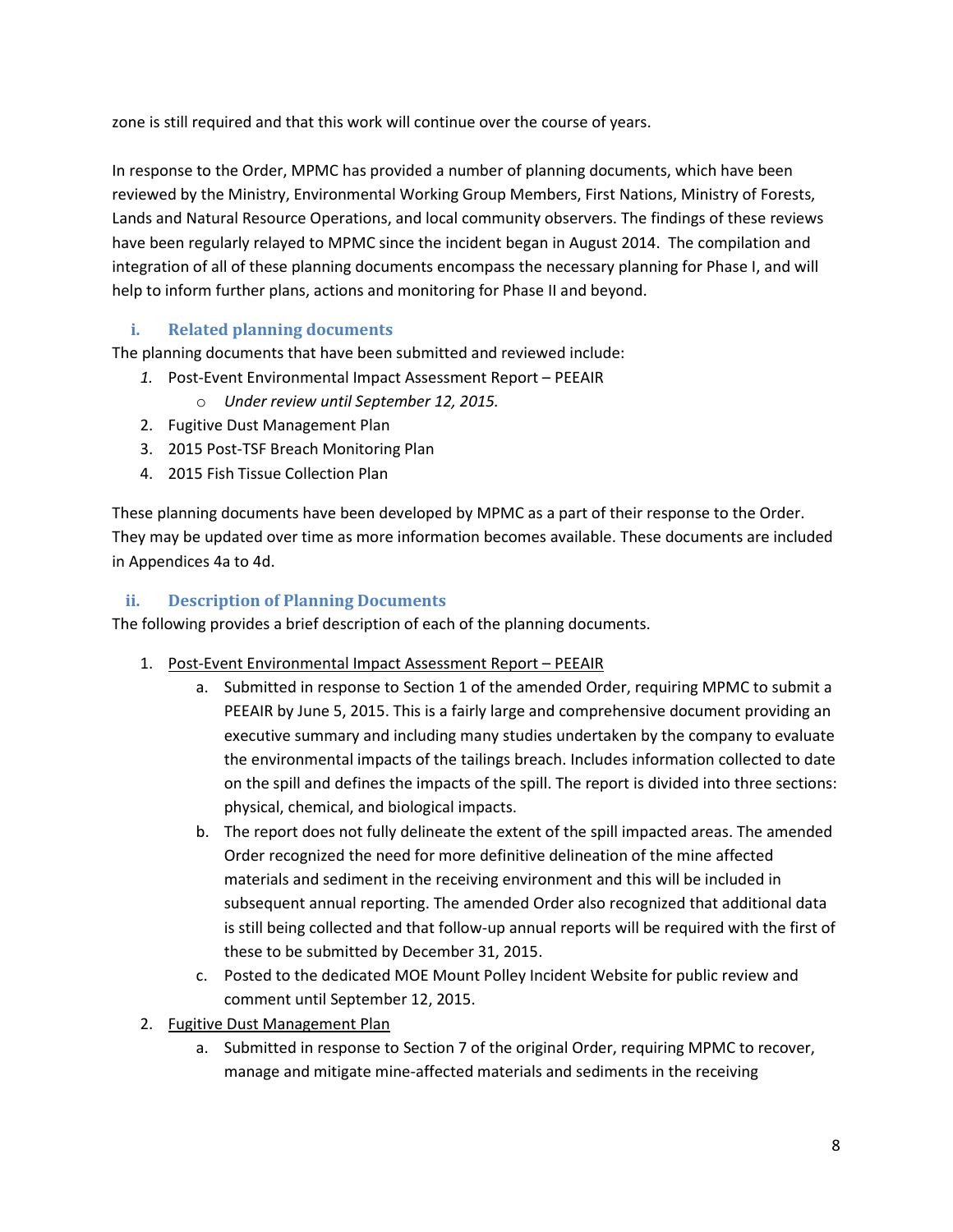zone is still required and that this work will continue over the course of years.

In response to the Order, MPMC has provided a number of planning documents, which have been reviewed by the Ministry, Environmental Working Group Members, First Nations, Ministry of Forests, Lands and Natural Resource Operations, and local community observers. The findings of these reviews have been regularly relayed to MPMC since the incident began in August 2014. The compilation and integration of all of these planning documents encompass the necessary planning for Phase I, and will help to inform further plans, actions and monitoring for Phase II and beyond.

### i. Related planning documents

The planning documents that have been submitted and reviewed include:

1. Post-Event Environmental Impact Assessment Report – PEEAIR
   - *Under review until September 12, 2015.*
2. Fugitive Dust Management Plan
3. 2015 Post-TSF Breach Monitoring Plan
4. 2015 Fish Tissue Collection Plan

These planning documents have been developed by MPMC as a part of their response to the Order. They may be updated over time as more information becomes available. These documents are included in Appendices 4a to 4d.

### ii. Description of Planning Documents

The following provides a brief description of each of the planning documents.

1. <u>Post-Event Environmental Impact Assessment Report – PEEAIR</u>
   a. Submitted in response to Section 1 of the amended Order, requiring MPMC to submit a PEEAIR by June 5, 2015. This is a fairly large and comprehensive document providing an executive summary and including many studies undertaken by the company to evaluate the environmental impacts of the tailings breach. Includes information collected to date on the spill and defines the impacts of the spill. The report is divided into three sections: physical, chemical, and biological impacts.
   b. The report does not fully delineate the extent of the spill impacted areas. The amended Order recognized the need for more definitive delineation of the mine affected materials and sediment in the receiving environment and this will be included in subsequent annual reporting. The amended Order also recognized that additional data is still being collected and that follow-up annual reports will be required with the first of these to be submitted by December 31, 2015.
   c. Posted to the dedicated MOE Mount Polley Incident Website for public review and comment until September 12, 2015.
2. <u>Fugitive Dust Management Plan</u>
   a. Submitted in response to Section 7 of the original Order, requiring MPMC to recover, manage and mitigate mine-affected materials and sediments in the receiving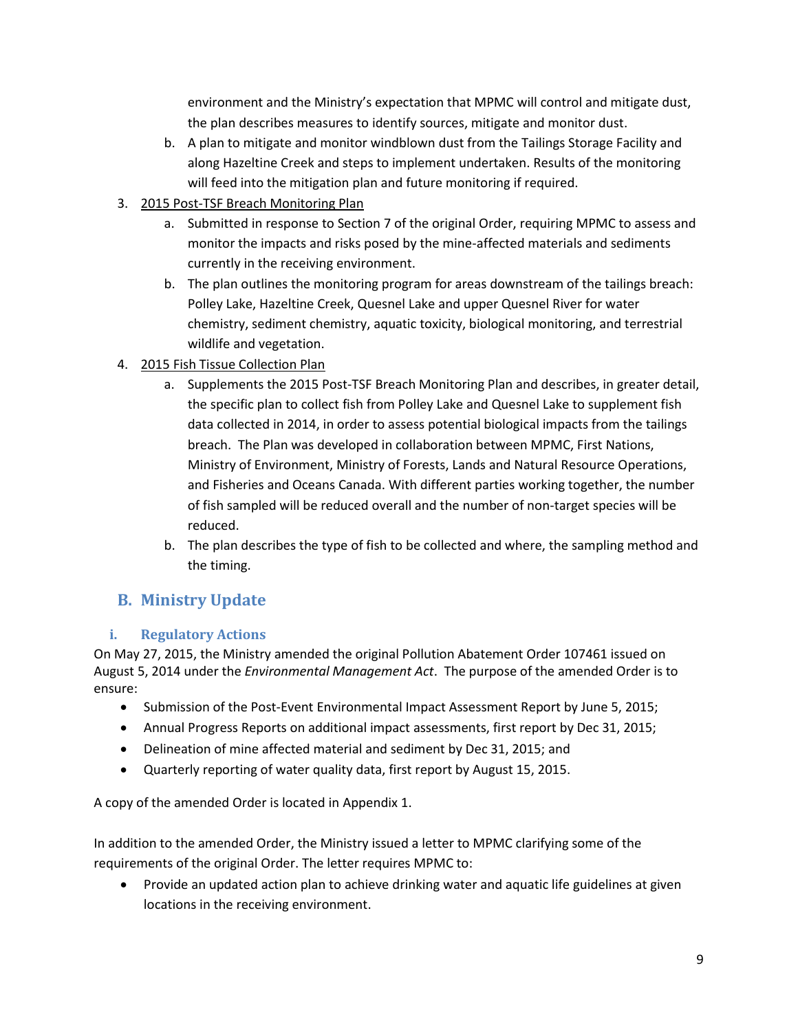environment and the Ministry's expectation that MPMC will control and mitigate dust, the plan describes measures to identify sources, mitigate and monitor dust.

   b. A plan to mitigate and monitor windblown dust from the Tailings Storage Facility and along Hazeltine Creek and steps to implement undertaken. Results of the monitoring will feed into the mitigation plan and future monitoring if required.

3. <u>2015 Post-TSF Breach Monitoring Plan</u>
   a. Submitted in response to Section 7 of the original Order, requiring MPMC to assess and monitor the impacts and risks posed by the mine-affected materials and sediments currently in the receiving environment.
   b. The plan outlines the monitoring program for areas downstream of the tailings breach: Polley Lake, Hazeltine Creek, Quesnel Lake and upper Quesnel River for water chemistry, sediment chemistry, aquatic toxicity, biological monitoring, and terrestrial wildlife and vegetation.
4. <u>2015 Fish Tissue Collection Plan</u>
   a. Supplements the 2015 Post-TSF Breach Monitoring Plan and describes, in greater detail, the specific plan to collect fish from Polley Lake and Quesnel Lake to supplement fish data collected in 2014, in order to assess potential biological impacts from the tailings breach. The Plan was developed in collaboration between MPMC, First Nations, Ministry of Environment, Ministry of Forests, Lands and Natural Resource Operations, and Fisheries and Oceans Canada. With different parties working together, the number of fish sampled will be reduced overall and the number of non-target species will be reduced.
   b. The plan describes the type of fish to be collected and where, the sampling method and the timing.

## B. Ministry Update

### i. Regulatory Actions

On May 27, 2015, the Ministry amended the original Pollution Abatement Order 107461 issued on August 5, 2014 under the *Environmental Management Act*. The purpose of the amended Order is to ensure:

- Submission of the Post-Event Environmental Impact Assessment Report by June 5, 2015;
- Annual Progress Reports on additional impact assessments, first report by Dec 31, 2015;
- Delineation of mine affected material and sediment by Dec 31, 2015; and
- Quarterly reporting of water quality data, first report by August 15, 2015.

A copy of the amended Order is located in Appendix 1.

In addition to the amended Order, the Ministry issued a letter to MPMC clarifying some of the requirements of the original Order. The letter requires MPMC to:

- Provide an updated action plan to achieve drinking water and aquatic life guidelines at given locations in the receiving environment.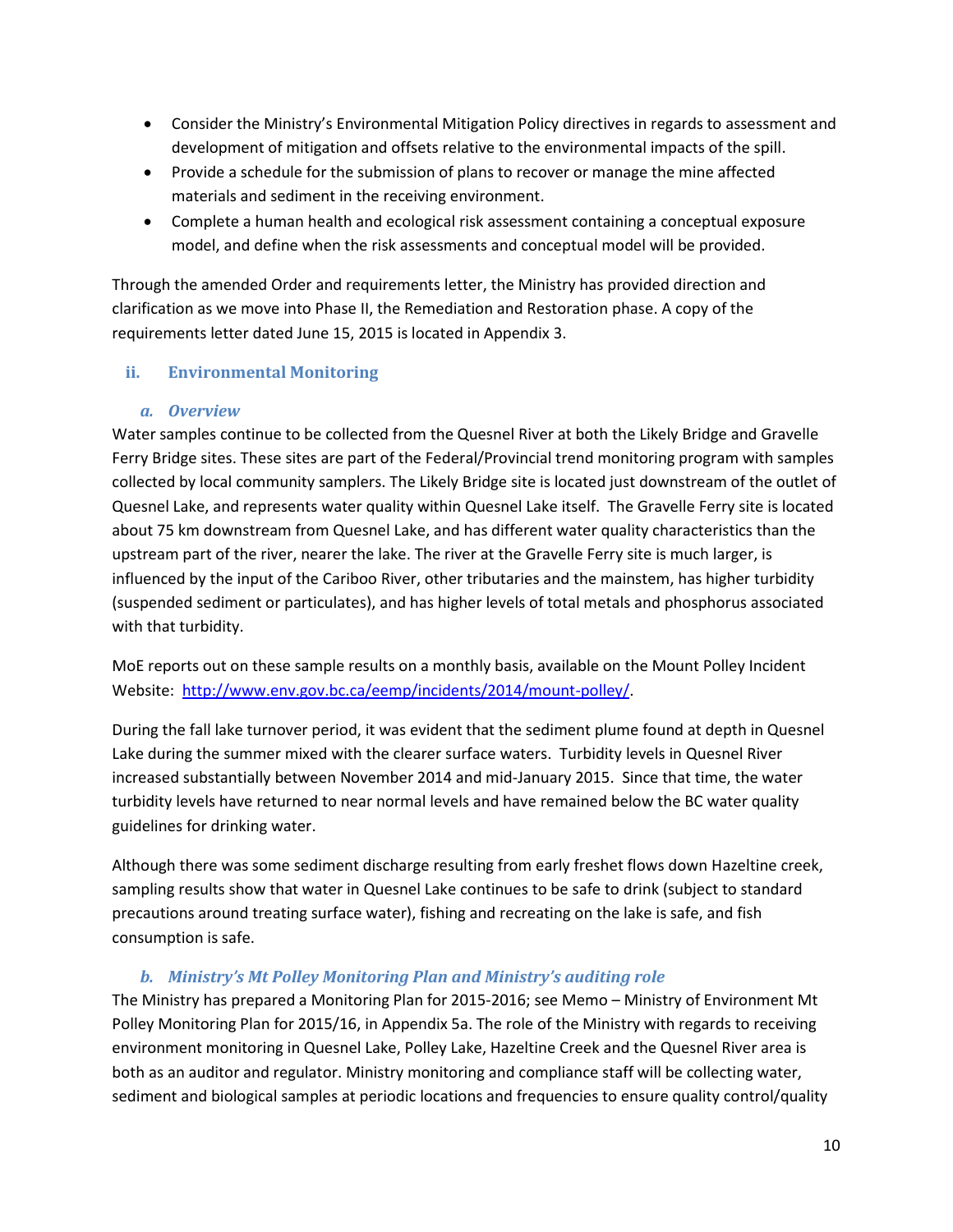- Consider the Ministry's Environmental Mitigation Policy directives in regards to assessment and development of mitigation and offsets relative to the environmental impacts of the spill.
- Provide a schedule for the submission of plans to recover or manage the mine affected materials and sediment in the receiving environment.
- Complete a human health and ecological risk assessment containing a conceptual exposure model, and define when the risk assessments and conceptual model will be provided.

Through the amended Order and requirements letter, the Ministry has provided direction and clarification as we move into Phase II, the Remediation and Restoration phase. A copy of the requirements letter dated June 15, 2015 is located in Appendix 3.

### ii. Environmental Monitoring

#### *a. Overview*

Water samples continue to be collected from the Quesnel River at both the Likely Bridge and Gravelle Ferry Bridge sites. These sites are part of the Federal/Provincial trend monitoring program with samples collected by local community samplers. The Likely Bridge site is located just downstream of the outlet of Quesnel Lake, and represents water quality within Quesnel Lake itself. The Gravelle Ferry site is located about 75 km downstream from Quesnel Lake, and has different water quality characteristics than the upstream part of the river, nearer the lake. The river at the Gravelle Ferry site is much larger, is influenced by the input of the Cariboo River, other tributaries and the mainstem, has higher turbidity (suspended sediment or particulates), and has higher levels of total metals and phosphorus associated with that turbidity.

MoE reports out on these sample results on a monthly basis, available on the Mount Polley Incident Website: [http://www.env.gov.bc.ca/eemp/incidents/2014/mount-polley/](http://www.env.gov.bc.ca/eemp/incidents/2014/mount-polley/).

During the fall lake turnover period, it was evident that the sediment plume found at depth in Quesnel Lake during the summer mixed with the clearer surface waters. Turbidity levels in Quesnel River increased substantially between November 2014 and mid-January 2015. Since that time, the water turbidity levels have returned to near normal levels and have remained below the BC water quality guidelines for drinking water.

Although there was some sediment discharge resulting from early freshet flows down Hazeltine creek, sampling results show that water in Quesnel Lake continues to be safe to drink (subject to standard precautions around treating surface water), fishing and recreating on the lake is safe, and fish consumption is safe.

#### *b. Ministry's Mt Polley Monitoring Plan and Ministry's auditing role*

The Ministry has prepared a Monitoring Plan for 2015-2016; see Memo – Ministry of Environment Mt Polley Monitoring Plan for 2015/16, in Appendix 5a. The role of the Ministry with regards to receiving environment monitoring in Quesnel Lake, Polley Lake, Hazeltine Creek and the Quesnel River area is both as an auditor and regulator. Ministry monitoring and compliance staff will be collecting water, sediment and biological samples at periodic locations and frequencies to ensure quality control/quality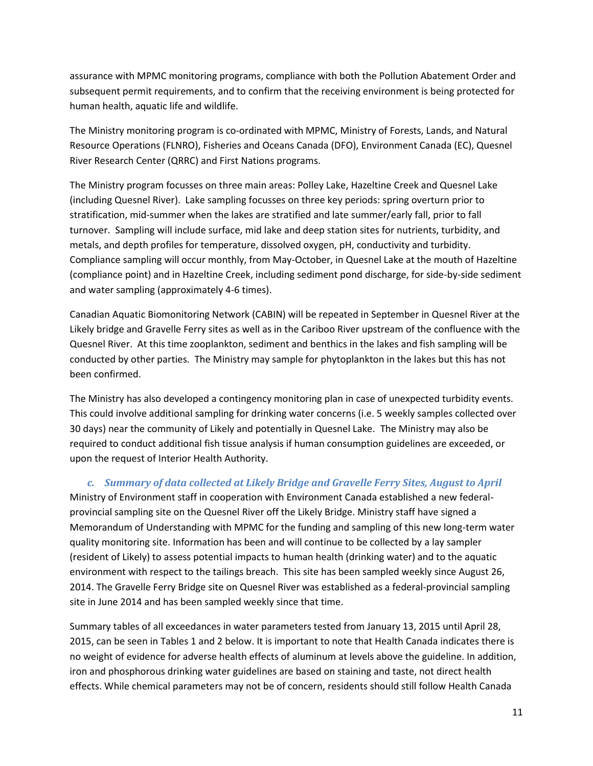assurance with MPMC monitoring programs, compliance with both the Pollution Abatement Order and subsequent permit requirements, and to confirm that the receiving environment is being protected for human health, aquatic life and wildlife.

The Ministry monitoring program is co-ordinated with MPMC, Ministry of Forests, Lands, and Natural Resource Operations (FLNRO), Fisheries and Oceans Canada (DFO), Environment Canada (EC), Quesnel River Research Center (QRRC) and First Nations programs.

The Ministry program focusses on three main areas: Polley Lake, Hazeltine Creek and Quesnel Lake (including Quesnel River). Lake sampling focusses on three key periods: spring overturn prior to stratification, mid-summer when the lakes are stratified and late summer/early fall, prior to fall turnover. Sampling will include surface, mid lake and deep station sites for nutrients, turbidity, and metals, and depth profiles for temperature, dissolved oxygen, pH, conductivity and turbidity. Compliance sampling will occur monthly, from May-October, in Quesnel Lake at the mouth of Hazeltine (compliance point) and in Hazeltine Creek, including sediment pond discharge, for side-by-side sediment and water sampling (approximately 4-6 times).

Canadian Aquatic Biomonitoring Network (CABIN) will be repeated in September in Quesnel River at the Likely bridge and Gravelle Ferry sites as well as in the Cariboo River upstream of the confluence with the Quesnel River. At this time zooplankton, sediment and benthics in the lakes and fish sampling will be conducted by other parties. The Ministry may sample for phytoplankton in the lakes but this has not been confirmed.

The Ministry has also developed a contingency monitoring plan in case of unexpected turbidity events. This could involve additional sampling for drinking water concerns (i.e. 5 weekly samples collected over 30 days) near the community of Likely and potentially in Quesnel Lake. The Ministry may also be required to conduct additional fish tissue analysis if human consumption guidelines are exceeded, or upon the request of Interior Health Authority.

### *c. Summary of data collected at Likely Bridge and Gravelle Ferry Sites, August to April*

Ministry of Environment staff in cooperation with Environment Canada established a new federal-provincial sampling site on the Quesnel River off the Likely Bridge. Ministry staff have signed a Memorandum of Understanding with MPMC for the funding and sampling of this new long-term water quality monitoring site. Information has been and will continue to be collected by a lay sampler (resident of Likely) to assess potential impacts to human health (drinking water) and to the aquatic environment with respect to the tailings breach. This site has been sampled weekly since August 26, 2014. The Gravelle Ferry Bridge site on Quesnel River was established as a federal-provincial sampling site in June 2014 and has been sampled weekly since that time.

Summary tables of all exceedances in water parameters tested from January 13, 2015 until April 28, 2015, can be seen in Tables 1 and 2 below. It is important to note that Health Canada indicates there is no weight of evidence for adverse health effects of aluminum at levels above the guideline. In addition, iron and phosphorous drinking water guidelines are based on staining and taste, not direct health effects. While chemical parameters may not be of concern, residents should still follow Health Canada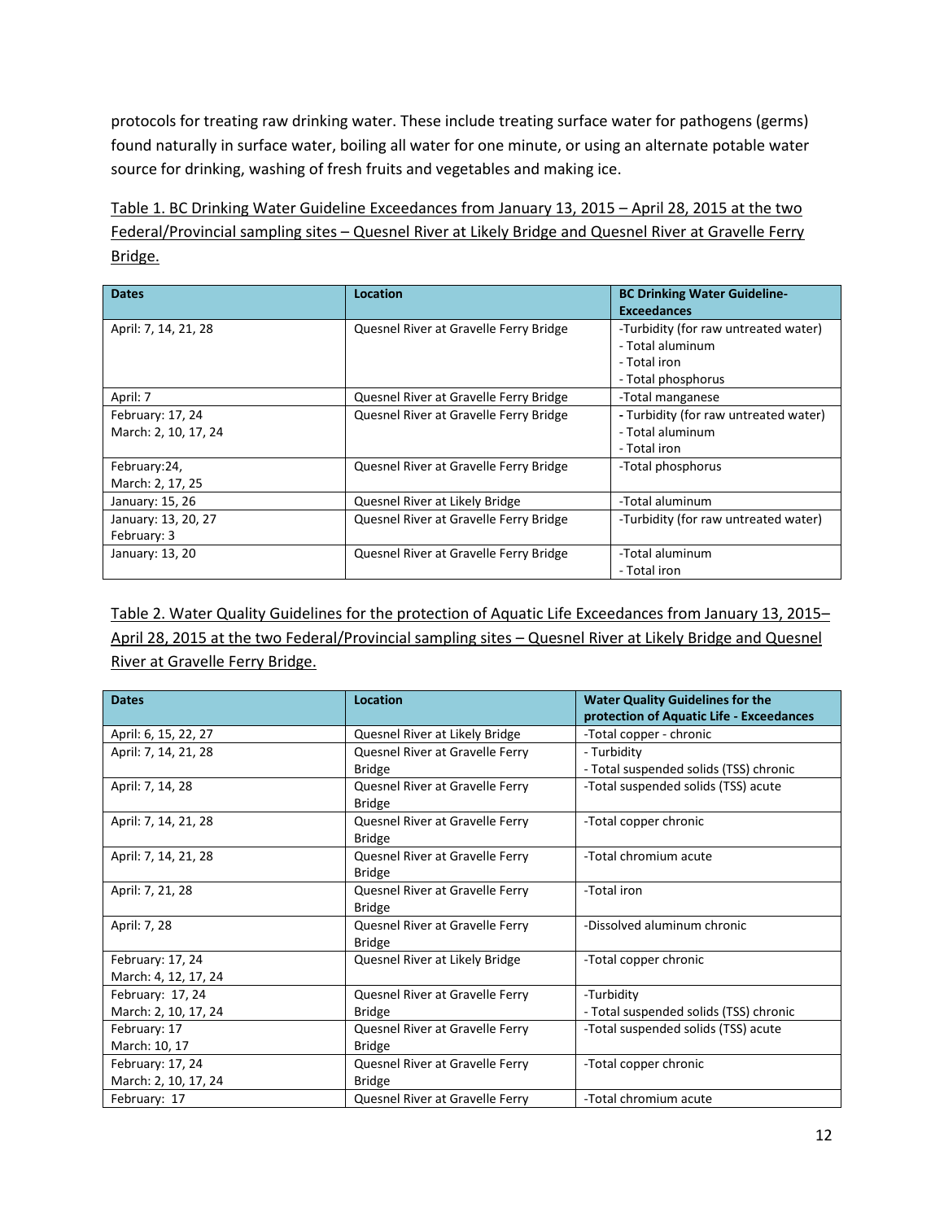protocols for treating raw drinking water. These include treating surface water for pathogens (germs) found naturally in surface water, boiling all water for one minute, or using an alternate potable water source for drinking, washing of fresh fruits and vegetables and making ice.

Table 1. BC Drinking Water Guideline Exceedances from January 13, 2015 – April 28, 2015 at the two Federal/Provincial sampling sites – Quesnel River at Likely Bridge and Quesnel River at Gravelle Ferry Bridge.

| Dates | Location | BC Drinking Water Guideline-Exceedances |
|---|---|---|
| April: 7, 14, 21, 28 | Quesnel River at Gravelle Ferry Bridge | -Turbidity (for raw untreated water)<br>- Total aluminum<br>- Total iron<br>- Total phosphorus |
| April: 7 | Quesnel River at Gravelle Ferry Bridge | -Total manganese |
| February: 17, 24<br>March: 2, 10, 17, 24 | Quesnel River at Gravelle Ferry Bridge | - Turbidity (for raw untreated water)<br>- Total aluminum<br>- Total iron |
| February:24,<br>March: 2, 17, 25 | Quesnel River at Gravelle Ferry Bridge | -Total phosphorus |
| January: 15, 26 | Quesnel River at Likely Bridge | -Total aluminum |
| January: 13, 20, 27<br>February: 3 | Quesnel River at Gravelle Ferry Bridge | -Turbidity (for raw untreated water) |
| January: 13, 20 | Quesnel River at Gravelle Ferry Bridge | -Total aluminum<br>- Total iron |

Table 2. Water Quality Guidelines for the protection of Aquatic Life Exceedances from January 13, 2015– April 28, 2015 at the two Federal/Provincial sampling sites – Quesnel River at Likely Bridge and Quesnel River at Gravelle Ferry Bridge.

| Dates | Location | Water Quality Guidelines for the protection of Aquatic Life - Exceedances |
|---|---|---|
| April: 6, 15, 22, 27 | Quesnel River at Likely Bridge | -Total copper - chronic |
| April: 7, 14, 21, 28 | Quesnel River at Gravelle Ferry Bridge | - Turbidity<br>- Total suspended solids (TSS) chronic |
| April: 7, 14, 28 | Quesnel River at Gravelle Ferry Bridge | -Total suspended solids (TSS) acute |
| April: 7, 14, 21, 28 | Quesnel River at Gravelle Ferry Bridge | -Total copper chronic |
| April: 7, 14, 21, 28 | Quesnel River at Gravelle Ferry Bridge | -Total chromium acute |
| April: 7, 21, 28 | Quesnel River at Gravelle Ferry Bridge | -Total iron |
| April: 7, 28 | Quesnel River at Gravelle Ferry Bridge | -Dissolved aluminum chronic |
| February: 17, 24<br>March: 4, 12, 17, 24 | Quesnel River at Likely Bridge | -Total copper chronic |
| February: 17, 24<br>March: 2, 10, 17, 24 | Quesnel River at Gravelle Ferry Bridge | -Turbidity<br>- Total suspended solids (TSS) chronic |
| February: 17<br>March: 10, 17 | Quesnel River at Gravelle Ferry Bridge | -Total suspended solids (TSS) acute |
| February: 17, 24<br>March: 2, 10, 17, 24 | Quesnel River at Gravelle Ferry Bridge | -Total copper chronic |
| February: 17 | Quesnel River at Gravelle Ferry | -Total chromium acute |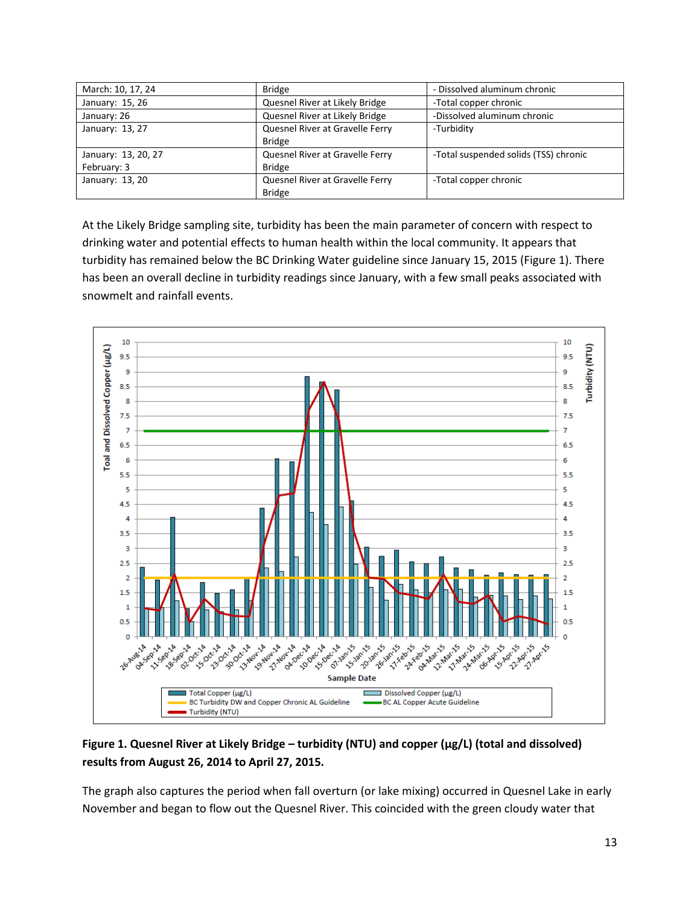| March: 10, 17, 24 | Bridge | - Dissolved aluminum chronic |
|---|---|---|
| January: 15, 26 | Quesnel River at Likely Bridge | -Total copper chronic |
| January: 26 | Quesnel River at Likely Bridge | -Dissolved aluminum chronic |
| January: 13, 27 | Quesnel River at Gravelle Ferry Bridge | -Turbidity |
| January: 13, 20, 27<br>February: 3 | Quesnel River at Gravelle Ferry Bridge | -Total suspended solids (TSS) chronic |
| January: 13, 20 | Quesnel River at Gravelle Ferry Bridge | -Total copper chronic |

At the Likely Bridge sampling site, turbidity has been the main parameter of concern with respect to drinking water and potential effects to human health within the local community. It appears that turbidity has remained below the BC Drinking Water guideline since January 15, 2015 (Figure 1). There has been an overall decline in turbidity readings since January, with a few small peaks associated with snowmelt and rainfall events.

**Figure 1. Quesnel River at Likely Bridge – turbidity (NTU) and copper (µg/L) (total and dissolved) results from August 26, 2014 to April 27, 2015.**

The graph also captures the period when fall overturn (or lake mixing) occurred in Quesnel Lake in early November and began to flow out the Quesnel River. This coincided with the green cloudy water that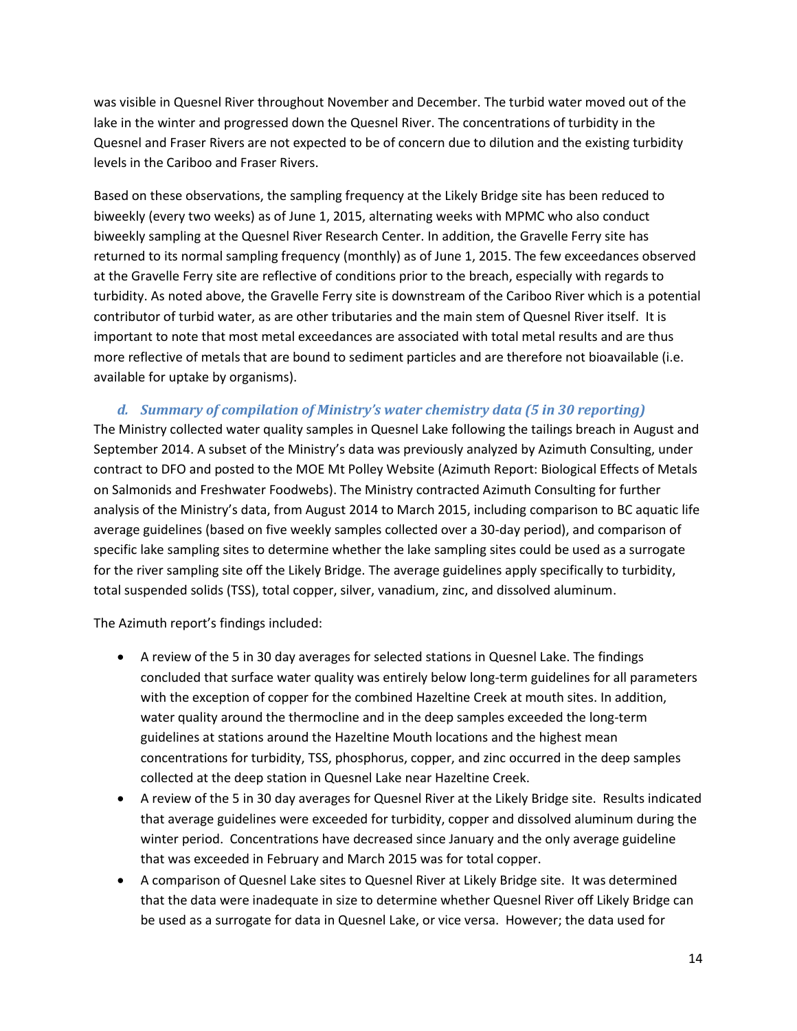was visible in Quesnel River throughout November and December. The turbid water moved out of the lake in the winter and progressed down the Quesnel River. The concentrations of turbidity in the Quesnel and Fraser Rivers are not expected to be of concern due to dilution and the existing turbidity levels in the Cariboo and Fraser Rivers.

Based on these observations, the sampling frequency at the Likely Bridge site has been reduced to biweekly (every two weeks) as of June 1, 2015, alternating weeks with MPMC who also conduct biweekly sampling at the Quesnel River Research Center. In addition, the Gravelle Ferry site has returned to its normal sampling frequency (monthly) as of June 1, 2015. The few exceedances observed at the Gravelle Ferry site are reflective of conditions prior to the breach, especially with regards to turbidity. As noted above, the Gravelle Ferry site is downstream of the Cariboo River which is a potential contributor of turbid water, as are other tributaries and the main stem of Quesnel River itself. It is important to note that most metal exceedances are associated with total metal results and are thus more reflective of metals that are bound to sediment particles and are therefore not bioavailable (i.e. available for uptake by organisms).

### *d. Summary of compilation of Ministry's water chemistry data (5 in 30 reporting)*

The Ministry collected water quality samples in Quesnel Lake following the tailings breach in August and September 2014. A subset of the Ministry's data was previously analyzed by Azimuth Consulting, under contract to DFO and posted to the MOE Mt Polley Website (Azimuth Report: Biological Effects of Metals on Salmonids and Freshwater Foodwebs). The Ministry contracted Azimuth Consulting for further analysis of the Ministry's data, from August 2014 to March 2015, including comparison to BC aquatic life average guidelines (based on five weekly samples collected over a 30-day period), and comparison of specific lake sampling sites to determine whether the lake sampling sites could be used as a surrogate for the river sampling site off the Likely Bridge. The average guidelines apply specifically to turbidity, total suspended solids (TSS), total copper, silver, vanadium, zinc, and dissolved aluminum.

The Azimuth report's findings included:

- A review of the 5 in 30 day averages for selected stations in Quesnel Lake. The findings concluded that surface water quality was entirely below long-term guidelines for all parameters with the exception of copper for the combined Hazeltine Creek at mouth sites. In addition, water quality around the thermocline and in the deep samples exceeded the long-term guidelines at stations around the Hazeltine Mouth locations and the highest mean concentrations for turbidity, TSS, phosphorus, copper, and zinc occurred in the deep samples collected at the deep station in Quesnel Lake near Hazeltine Creek.
- A review of the 5 in 30 day averages for Quesnel River at the Likely Bridge site. Results indicated that average guidelines were exceeded for turbidity, copper and dissolved aluminum during the winter period. Concentrations have decreased since January and the only average guideline that was exceeded in February and March 2015 was for total copper.
- A comparison of Quesnel Lake sites to Quesnel River at Likely Bridge site. It was determined that the data were inadequate in size to determine whether Quesnel River off Likely Bridge can be used as a surrogate for data in Quesnel Lake, or vice versa. However; the data used for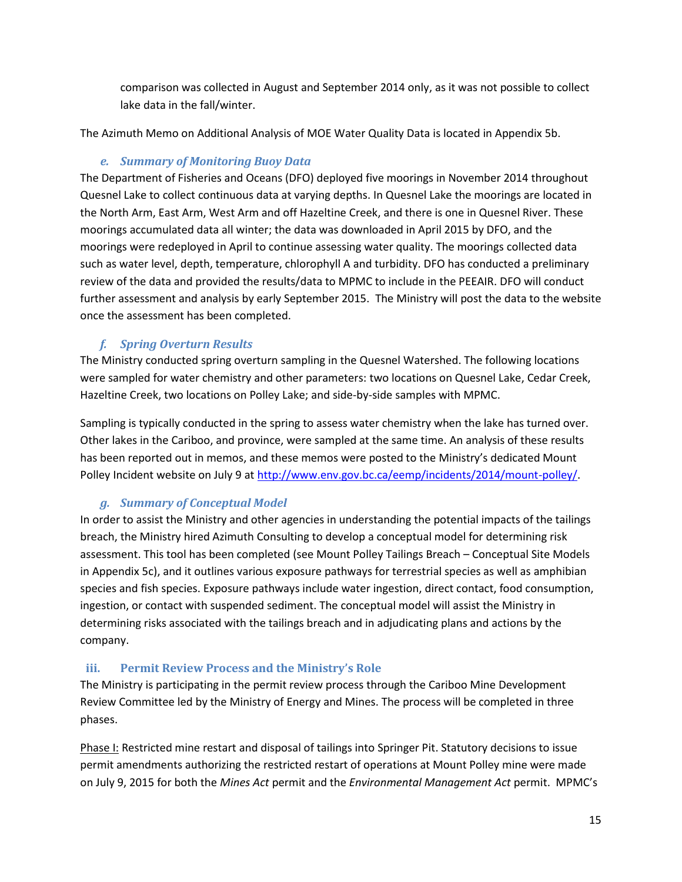comparison was collected in August and September 2014 only, as it was not possible to collect lake data in the fall/winter.

The Azimuth Memo on Additional Analysis of MOE Water Quality Data is located in Appendix 5b.

### *e. Summary of Monitoring Buoy Data*

The Department of Fisheries and Oceans (DFO) deployed five moorings in November 2014 throughout Quesnel Lake to collect continuous data at varying depths. In Quesnel Lake the moorings are located in the North Arm, East Arm, West Arm and off Hazeltine Creek, and there is one in Quesnel River. These moorings accumulated data all winter; the data was downloaded in April 2015 by DFO, and the moorings were redeployed in April to continue assessing water quality. The moorings collected data such as water level, depth, temperature, chlorophyll A and turbidity. DFO has conducted a preliminary review of the data and provided the results/data to MPMC to include in the PEEAIR. DFO will conduct further assessment and analysis by early September 2015. The Ministry will post the data to the website once the assessment has been completed.

### *f. Spring Overturn Results*

The Ministry conducted spring overturn sampling in the Quesnel Watershed. The following locations were sampled for water chemistry and other parameters: two locations on Quesnel Lake, Cedar Creek, Hazeltine Creek, two locations on Polley Lake; and side-by-side samples with MPMC.

Sampling is typically conducted in the spring to assess water chemistry when the lake has turned over. Other lakes in the Cariboo, and province, were sampled at the same time. An analysis of these results has been reported out in memos, and these memos were posted to the Ministry's dedicated Mount Polley Incident website on July 9 at http://www.env.gov.bc.ca/eemp/incidents/2014/mount-polley/.

### *g. Summary of Conceptual Model*

In order to assist the Ministry and other agencies in understanding the potential impacts of the tailings breach, the Ministry hired Azimuth Consulting to develop a conceptual model for determining risk assessment. This tool has been completed (see Mount Polley Tailings Breach – Conceptual Site Models in Appendix 5c), and it outlines various exposure pathways for terrestrial species as well as amphibian species and fish species. Exposure pathways include water ingestion, direct contact, food consumption, ingestion, or contact with suspended sediment. The conceptual model will assist the Ministry in determining risks associated with the tailings breach and in adjudicating plans and actions by the company.

## iii. Permit Review Process and the Ministry's Role

The Ministry is participating in the permit review process through the Cariboo Mine Development Review Committee led by the Ministry of Energy and Mines. The process will be completed in three phases.

Phase I: Restricted mine restart and disposal of tailings into Springer Pit. Statutory decisions to issue permit amendments authorizing the restricted restart of operations at Mount Polley mine were made on July 9, 2015 for both the *Mines Act* permit and the *Environmental Management Act* permit. MPMC's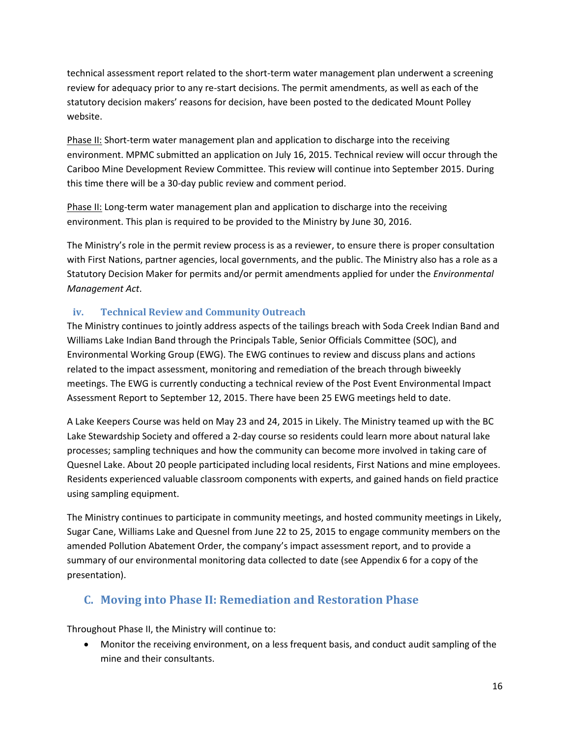technical assessment report related to the short-term water management plan underwent a screening review for adequacy prior to any re-start decisions. The permit amendments, as well as each of the statutory decision makers' reasons for decision, have been posted to the dedicated Mount Polley website.

<u>Phase II:</u> Short-term water management plan and application to discharge into the receiving environment. MPMC submitted an application on July 16, 2015. Technical review will occur through the Cariboo Mine Development Review Committee. This review will continue into September 2015. During this time there will be a 30-day public review and comment period.

<u>Phase II:</u> Long-term water management plan and application to discharge into the receiving environment. This plan is required to be provided to the Ministry by June 30, 2016.

The Ministry's role in the permit review process is as a reviewer, to ensure there is proper consultation with First Nations, partner agencies, local governments, and the public. The Ministry also has a role as a Statutory Decision Maker for permits and/or permit amendments applied for under the *Environmental Management Act*.

### iv. Technical Review and Community Outreach

The Ministry continues to jointly address aspects of the tailings breach with Soda Creek Indian Band and Williams Lake Indian Band through the Principals Table, Senior Officials Committee (SOC), and Environmental Working Group (EWG). The EWG continues to review and discuss plans and actions related to the impact assessment, monitoring and remediation of the breach through biweekly meetings. The EWG is currently conducting a technical review of the Post Event Environmental Impact Assessment Report to September 12, 2015. There have been 25 EWG meetings held to date.

A Lake Keepers Course was held on May 23 and 24, 2015 in Likely. The Ministry teamed up with the BC Lake Stewardship Society and offered a 2-day course so residents could learn more about natural lake processes; sampling techniques and how the community can become more involved in taking care of Quesnel Lake. About 20 people participated including local residents, First Nations and mine employees. Residents experienced valuable classroom components with experts, and gained hands on field practice using sampling equipment.

The Ministry continues to participate in community meetings, and hosted community meetings in Likely, Sugar Cane, Williams Lake and Quesnel from June 22 to 25, 2015 to engage community members on the amended Pollution Abatement Order, the company's impact assessment report, and to provide a summary of our environmental monitoring data collected to date (see Appendix 6 for a copy of the presentation).

## C. Moving into Phase II: Remediation and Restoration Phase

Throughout Phase II, the Ministry will continue to:

- Monitor the receiving environment, on a less frequent basis, and conduct audit sampling of the mine and their consultants.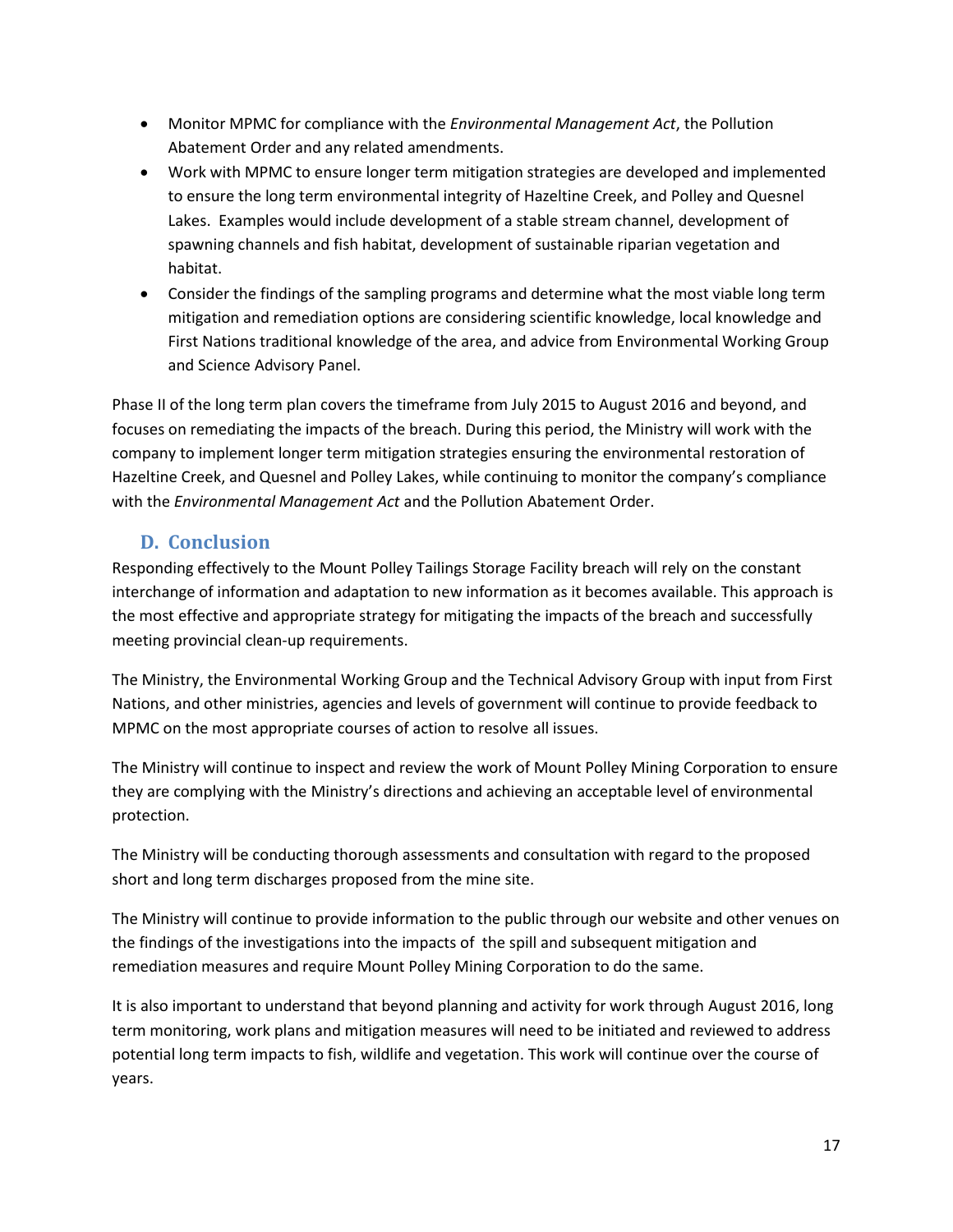- Monitor MPMC for compliance with the *Environmental Management Act*, the Pollution Abatement Order and any related amendments.
- Work with MPMC to ensure longer term mitigation strategies are developed and implemented to ensure the long term environmental integrity of Hazeltine Creek, and Polley and Quesnel Lakes. Examples would include development of a stable stream channel, development of spawning channels and fish habitat, development of sustainable riparian vegetation and habitat.
- Consider the findings of the sampling programs and determine what the most viable long term mitigation and remediation options are considering scientific knowledge, local knowledge and First Nations traditional knowledge of the area, and advice from Environmental Working Group and Science Advisory Panel.

Phase II of the long term plan covers the timeframe from July 2015 to August 2016 and beyond, and focuses on remediating the impacts of the breach. During this period, the Ministry will work with the company to implement longer term mitigation strategies ensuring the environmental restoration of Hazeltine Creek, and Quesnel and Polley Lakes, while continuing to monitor the company's compliance with the *Environmental Management Act* and the Pollution Abatement Order.

## D. Conclusion

Responding effectively to the Mount Polley Tailings Storage Facility breach will rely on the constant interchange of information and adaptation to new information as it becomes available. This approach is the most effective and appropriate strategy for mitigating the impacts of the breach and successfully meeting provincial clean-up requirements.

The Ministry, the Environmental Working Group and the Technical Advisory Group with input from First Nations, and other ministries, agencies and levels of government will continue to provide feedback to MPMC on the most appropriate courses of action to resolve all issues.

The Ministry will continue to inspect and review the work of Mount Polley Mining Corporation to ensure they are complying with the Ministry's directions and achieving an acceptable level of environmental protection.

The Ministry will be conducting thorough assessments and consultation with regard to the proposed short and long term discharges proposed from the mine site.

The Ministry will continue to provide information to the public through our website and other venues on the findings of the investigations into the impacts of the spill and subsequent mitigation and remediation measures and require Mount Polley Mining Corporation to do the same.

It is also important to understand that beyond planning and activity for work through August 2016, long term monitoring, work plans and mitigation measures will need to be initiated and reviewed to address potential long term impacts to fish, wildlife and vegetation. This work will continue over the course of years.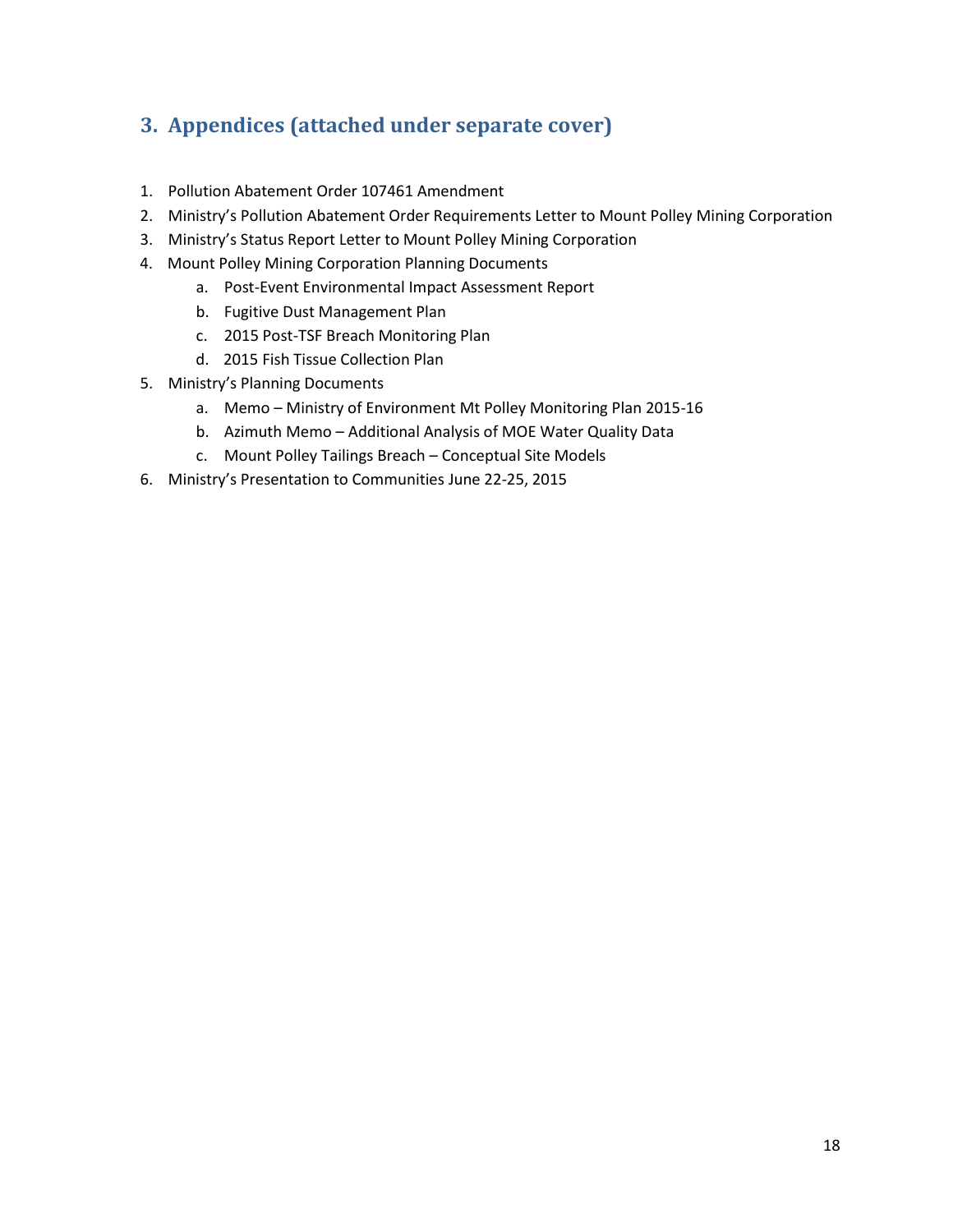## 3. Appendices (attached under separate cover)

1. Pollution Abatement Order 107461 Amendment
2. Ministry's Pollution Abatement Order Requirements Letter to Mount Polley Mining Corporation
3. Ministry's Status Report Letter to Mount Polley Mining Corporation
4. Mount Polley Mining Corporation Planning Documents
    a. Post-Event Environmental Impact Assessment Report
    b. Fugitive Dust Management Plan
    c. 2015 Post-TSF Breach Monitoring Plan
    d. 2015 Fish Tissue Collection Plan
5. Ministry's Planning Documents
    a. Memo – Ministry of Environment Mt Polley Monitoring Plan 2015-16
    b. Azimuth Memo – Additional Analysis of MOE Water Quality Data
    c. Mount Polley Tailings Breach – Conceptual Site Models
6. Ministry's Presentation to Communities June 22-25, 2015